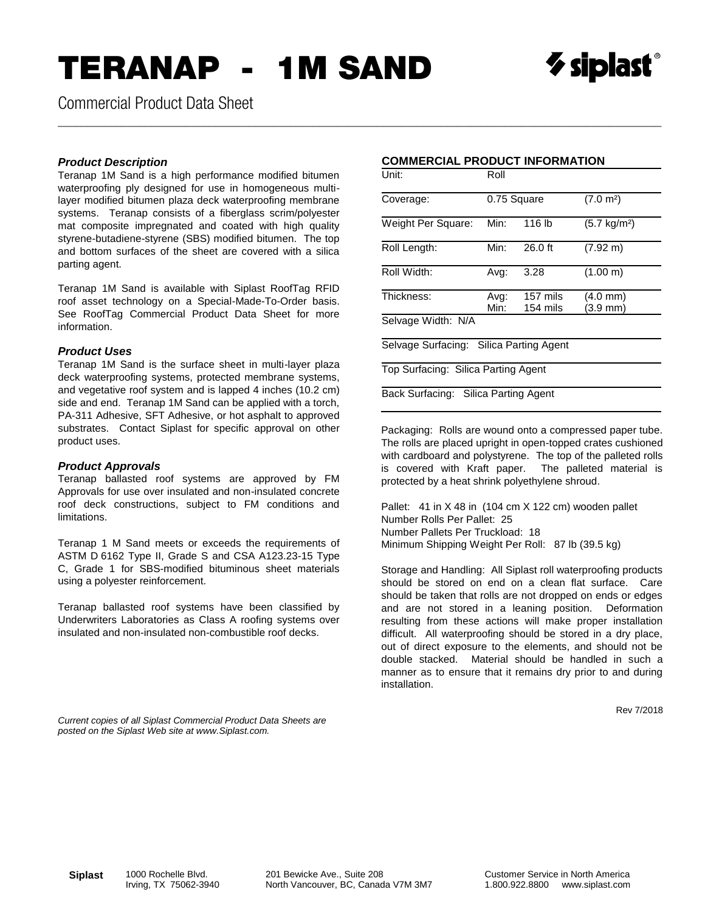# TERANAP - 1M SAND

Commercial Product Data Sheet

### *Product Description*

Teranap 1M Sand is a high performance modified bitumen waterproofing ply designed for use in homogeneous multi-layer modified bitumen plaza deck waterproofing membrane systems. Teranap consists of a fiberglass scrim/polyester mat composite impregnated and coated with high quality styrene-butadiene-styrene (SBS) modified bitumen. The top and bottom surfaces of the sheet are covered with a silica parting agent.

Teranap 1M Sand is available with Siplast RoofTag RFID roof asset technology on a Special-Made-To-Order basis. See RoofTag Commercial Product Data Sheet for more information.

### *Product Uses*

Teranap 1M Sand is the surface sheet in multi-layer plaza deck waterproofing systems, protected membrane systems, and vegetative roof system and is lapped 4 inches (10.2 cm) side and end. Teranap 1M Sand can be applied with a torch, PA-311 Adhesive, SFT Adhesive, or hot asphalt to approved substrates. Contact Siplast for specific approval on other product uses.

### *Product Approvals*

Teranap ballasted roof systems are approved by FM Approvals for use over insulated and non-insulated concrete roof deck constructions, subject to FM conditions and limitations.

Teranap 1 M Sand meets or exceeds the requirements of ASTM D 6162 Type II, Grade S and CSA A123.23-15 Type C, Grade 1 for SBS-modified bituminous sheet materials using a polyester reinforcement.

Teranap ballasted roof systems have been classified by Underwriters Laboratories as Class A roofing systems over insulated and non-insulated non-combustible roof decks.

### COMMERCIAL PRODUCT INFORMATION

| | | | |
|---|---|---|---|
| Unit: | Roll | | |
| Coverage: | 0.75 Square | | (7.0 m²) |
| Weight Per Square: | Min: | 116 lb | (5.7 kg/m²) |
| Roll Length: | Min: | 26.0 ft | (7.92 m) |
| Roll Width: | Avg: | 3.28 | (1.00 m) |
| Thickness: | Avg:<br>Min: | 157 mils<br>154 mils | (4.0 mm)<br>(3.9 mm) |
| Selvage Width: N/A | | | |
| Selvage Surfacing: Silica Parting Agent | | | |
| Top Surfacing: Silica Parting Agent | | | |
| Back Surfacing: Silica Parting Agent | | | |

Packaging: Rolls are wound onto a compressed paper tube. The rolls are placed upright in open-topped crates cushioned with cardboard and polystyrene. The top of the palleted rolls is covered with Kraft paper. The palleted material is protected by a heat shrink polyethylene shroud.

Pallet: 41 in X 48 in (104 cm X 122 cm) wooden pallet
Number Rolls Per Pallet: 25
Number Pallets Per Truckload: 18
Minimum Shipping Weight Per Roll: 87 lb (39.5 kg)

Storage and Handling: All Siplast roll waterproofing products should be stored on end on a clean flat surface. Care should be taken that rolls are not dropped on ends or edges and are not stored in a leaning position. Deformation resulting from these actions will make proper installation difficult. All waterproofing should be stored in a dry place, out of direct exposure to the elements, and should not be double stacked. Material should be handled in such a manner as to ensure that it remains dry prior to and during installation.

Rev 7/2018

*Current copies of all Siplast Commercial Product Data Sheets are posted on the Siplast Web site at www.Siplast.com.*

**Siplast** 1000 Rochelle Blvd. Irving, TX 75062-3940 | 201 Bewicke Ave., Suite 208 North Vancouver, BC, Canada V7M 3M7 | Customer Service in North America 1.800.922.8800 www.siplast.com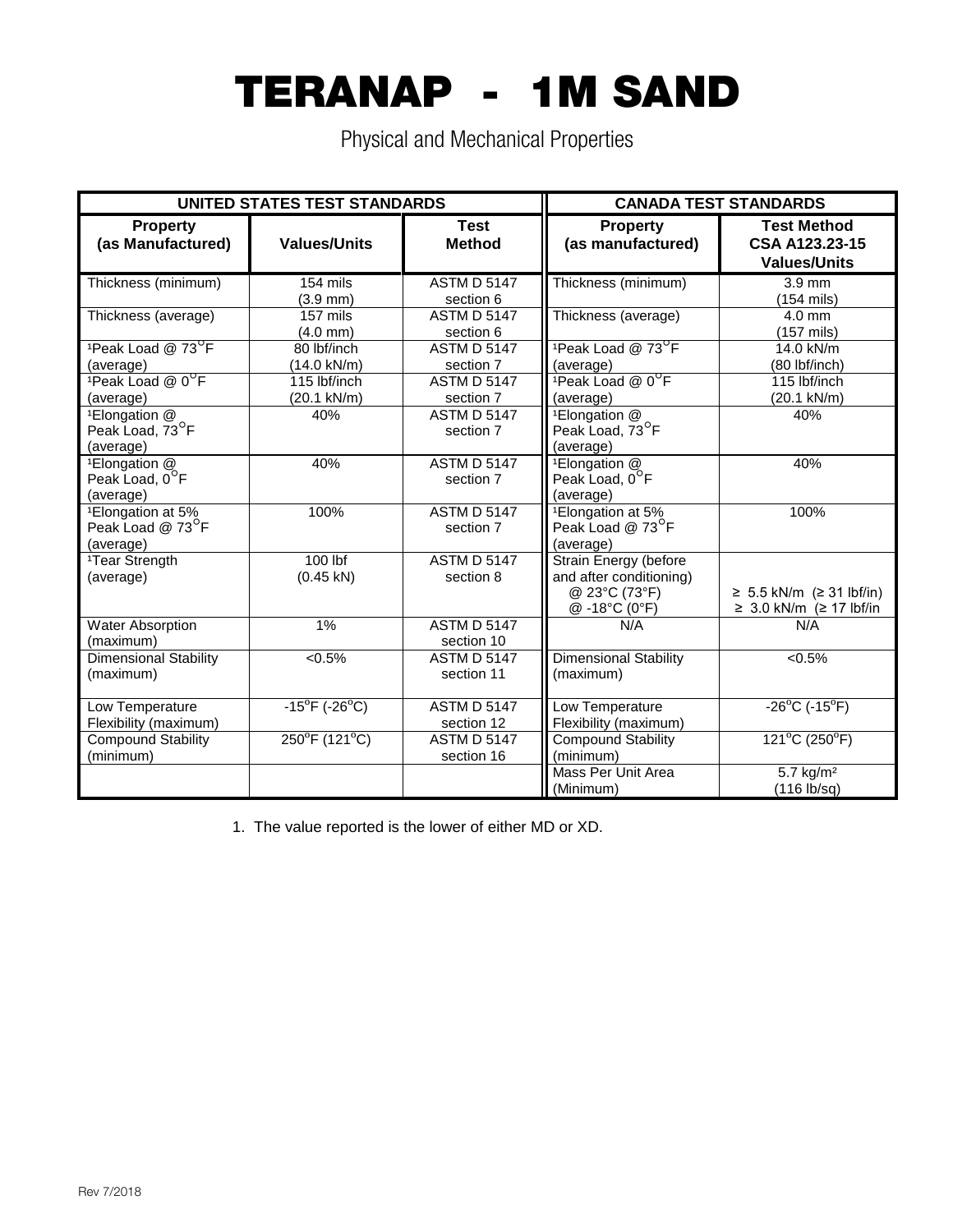# TERANAP - 1M SAND

Physical and Mechanical Properties

| UNITED STATES TEST STANDARDS | | | CANADA TEST STANDARDS | |
|---|---|---|---|---|
| **Property (as Manufactured)** | **Values/Units** | **Test Method** | **Property (as manufactured)** | **Test Method CSA A123.23-15 Values/Units** |
| Thickness (minimum) | 154 mils (3.9 mm) | ASTM D 5147 section 6 | Thickness (minimum) | 3.9 mm (154 mils) |
| Thickness (average) | 157 mils (4.0 mm) | ASTM D 5147 section 6 | Thickness (average) | 4.0 mm (157 mils) |
| [1]Peak Load @ 73°F (average) | 80 lbf/inch (14.0 kN/m) | ASTM D 5147 section 7 | [1]Peak Load @ 73°F (average) | 14.0 kN/m (80 lbf/inch) |
| [1]Peak Load @ 0°F (average) | 115 lbf/inch (20.1 kN/m) | ASTM D 5147 section 7 | [1]Peak Load @ 0°F (average) | 115 lbf/inch (20.1 kN/m) |
| [1]Elongation @ Peak Load, 73°F (average) | 40% | ASTM D 5147 section 7 | [1]Elongation @ Peak Load, 73°F (average) | 40% |
| [1]Elongation @ Peak Load, 0°F (average) | 40% | ASTM D 5147 section 7 | [1]Elongation @ Peak Load, 0°F (average) | 40% |
| [1]Elongation at 5% Peak Load @ 73°F (average) | 100% | ASTM D 5147 section 7 | [1]Elongation at 5% Peak Load @ 73°F (average) | 100% |
| [1]Tear Strength (average) | 100 lbf (0.45 kN) | ASTM D 5147 section 8 | Strain Energy (before and after conditioning) @ 23°C (73°F) @ -18°C (0°F) | ≥ 5.5 kN/m (≥ 31 lbf/in) ≥ 3.0 kN/m (≥ 17 lbf/in |
| Water Absorption (maximum) | 1% | ASTM D 5147 section 10 | N/A | N/A |
| Dimensional Stability (maximum) | <0.5% | ASTM D 5147 section 11 | Dimensional Stability (maximum) | <0.5% |
| Low Temperature Flexibility (maximum) | -15°F (-26°C) | ASTM D 5147 section 12 | Low Temperature Flexibility (maximum) | -26°C (-15°F) |
| Compound Stability (minimum) | 250°F (121°C) | ASTM D 5147 section 16 | Compound Stability (minimum) | 121°C (250°F) |
| | | | Mass Per Unit Area (Minimum) | 5.7 kg/m² (116 lb/sq) |

1. The value reported is the lower of either MD or XD.

Rev 7/2018